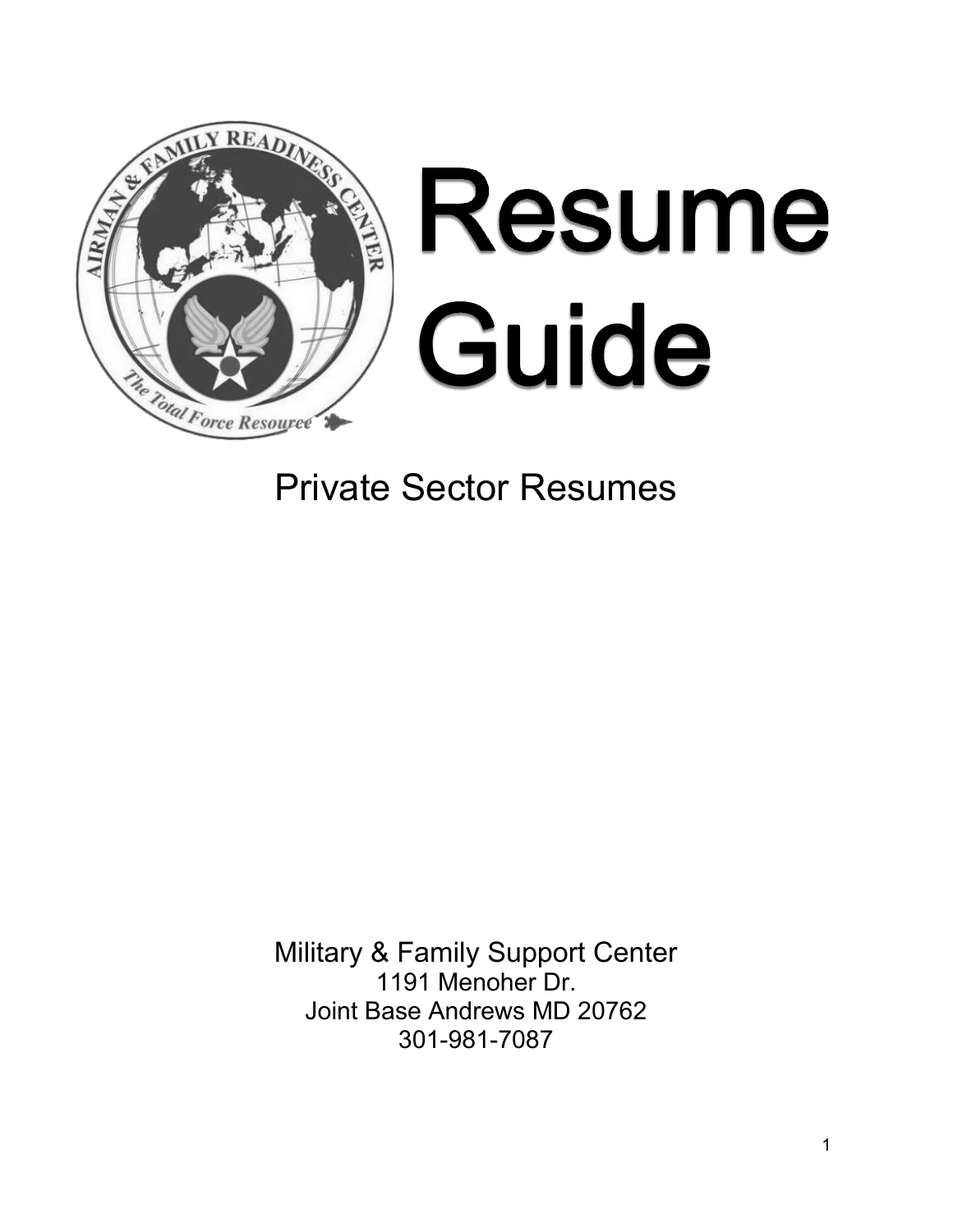# Resume Guide

Private Sector Resumes

Military & Family Support Center
1191 Menoher Dr.
Joint Base Andrews MD 20762
301-981-7087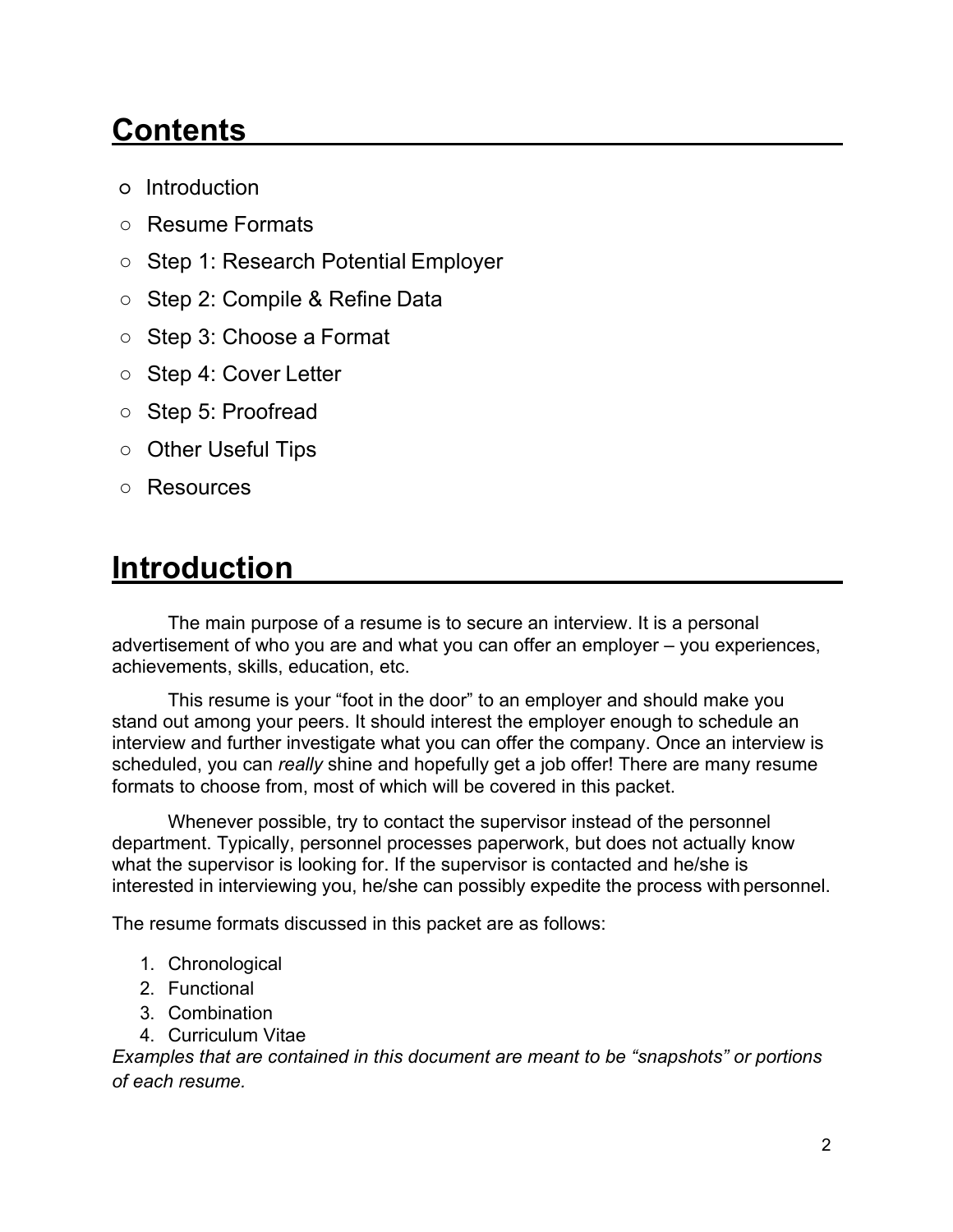## Contents

- Introduction
- Resume Formats
- Step 1: Research Potential Employer
- Step 2: Compile & Refine Data
- Step 3: Choose a Format
- Step 4: Cover Letter
- Step 5: Proofread
- Other Useful Tips
- Resources

## Introduction

The main purpose of a resume is to secure an interview. It is a personal advertisement of who you are and what you can offer an employer – you experiences, achievements, skills, education, etc.

This resume is your "foot in the door" to an employer and should make you stand out among your peers. It should interest the employer enough to schedule an interview and further investigate what you can offer the company. Once an interview is scheduled, you can *really* shine and hopefully get a job offer! There are many resume formats to choose from, most of which will be covered in this packet.

Whenever possible, try to contact the supervisor instead of the personnel department. Typically, personnel processes paperwork, but does not actually know what the supervisor is looking for. If the supervisor is contacted and he/she is interested in interviewing you, he/she can possibly expedite the process with personnel.

The resume formats discussed in this packet are as follows:

1. Chronological
2. Functional
3. Combination
4. Curriculum Vitae

*Examples that are contained in this document are meant to be "snapshots" or portions of each resume.*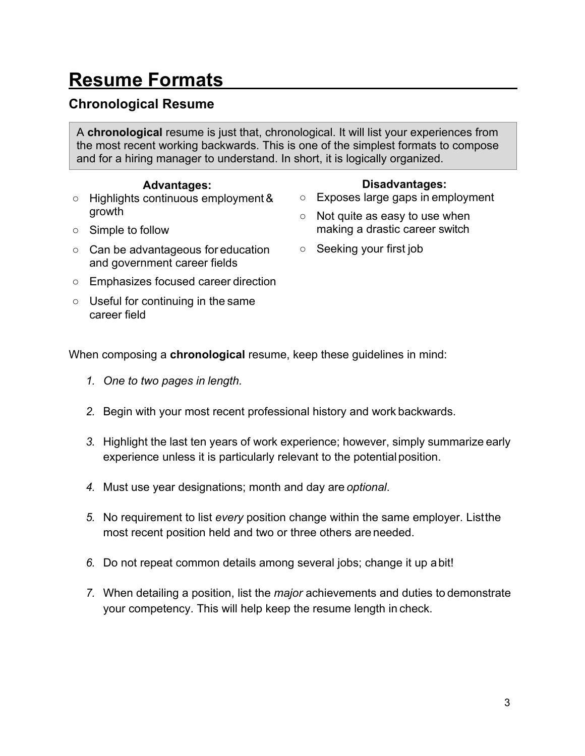# Resume Formats

## Chronological Resume

A **chronological** resume is just that, chronological. It will list your experiences from the most recent working backwards. This is one of the simplest formats to compose and for a hiring manager to understand. In short, it is logically organized.

**Advantages:**

- Highlights continuous employment & growth
- Simple to follow
- Can be advantageous for education and government career fields
- Emphasizes focused career direction
- Useful for continuing in the same career field

**Disadvantages:**

- Exposes large gaps in employment
- Not quite as easy to use when making a drastic career switch
- Seeking your first job

When composing a **chronological** resume, keep these guidelines in mind:

1. *One to two pages in length.*
2. Begin with your most recent professional history and work backwards.
3. Highlight the last ten years of work experience; however, simply summarize early experience unless it is particularly relevant to the potential position.
4. Must use year designations; month and day are *optional*.
5. No requirement to list *every* position change within the same employer. List the most recent position held and two or three others are needed.
6. Do not repeat common details among several jobs; change it up a bit!
7. When detailing a position, list the *major* achievements and duties to demonstrate your competency. This will help keep the resume length in check.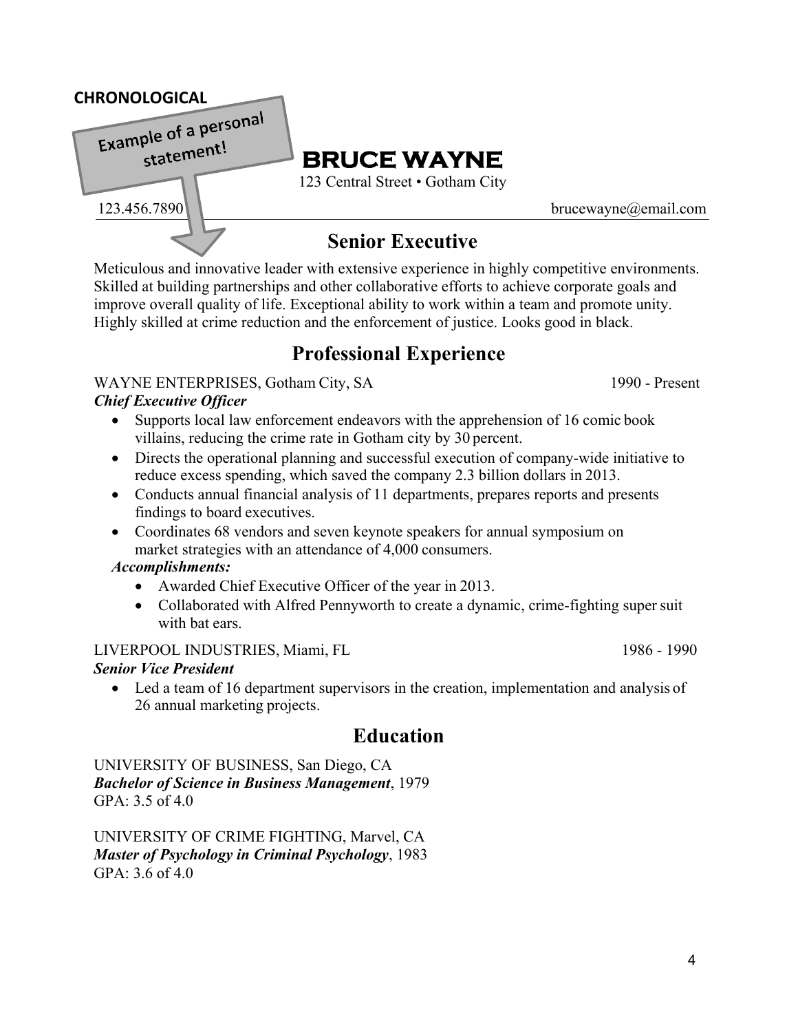**CHRONOLOGICAL**

Example of a personal statement!

# BRUCE WAYNE

123 Central Street • Gotham City

123.456.7890 brucewayne@email.com

## Senior Executive

Meticulous and innovative leader with extensive experience in highly competitive environments. Skilled at building partnerships and other collaborative efforts to achieve corporate goals and improve overall quality of life. Exceptional ability to work within a team and promote unity. Highly skilled at crime reduction and the enforcement of justice. Looks good in black.

## Professional Experience

WAYNE ENTERPRISES, Gotham City, SA 1990 - Present
***Chief Executive Officer***

- Supports local law enforcement endeavors with the apprehension of 16 comic book villains, reducing the crime rate in Gotham city by 30 percent.
- Directs the operational planning and successful execution of company-wide initiative to reduce excess spending, which saved the company 2.3 billion dollars in 2013.
- Conducts annual financial analysis of 11 departments, prepares reports and presents findings to board executives.
- Coordinates 68 vendors and seven keynote speakers for annual symposium on market strategies with an attendance of 4,000 consumers.

***Accomplishments:***

- Awarded Chief Executive Officer of the year in 2013.
- Collaborated with Alfred Pennyworth to create a dynamic, crime-fighting super suit with bat ears.

LIVERPOOL INDUSTRIES, Miami, FL 1986 - 1990
***Senior Vice President***

- Led a team of 16 department supervisors in the creation, implementation and analysis of 26 annual marketing projects.

## Education

UNIVERSITY OF BUSINESS, San Diego, CA
***Bachelor of Science in Business Management***, 1979
GPA: 3.5 of 4.0

UNIVERSITY OF CRIME FIGHTING, Marvel, CA
***Master of Psychology in Criminal Psychology***, 1983
GPA: 3.6 of 4.0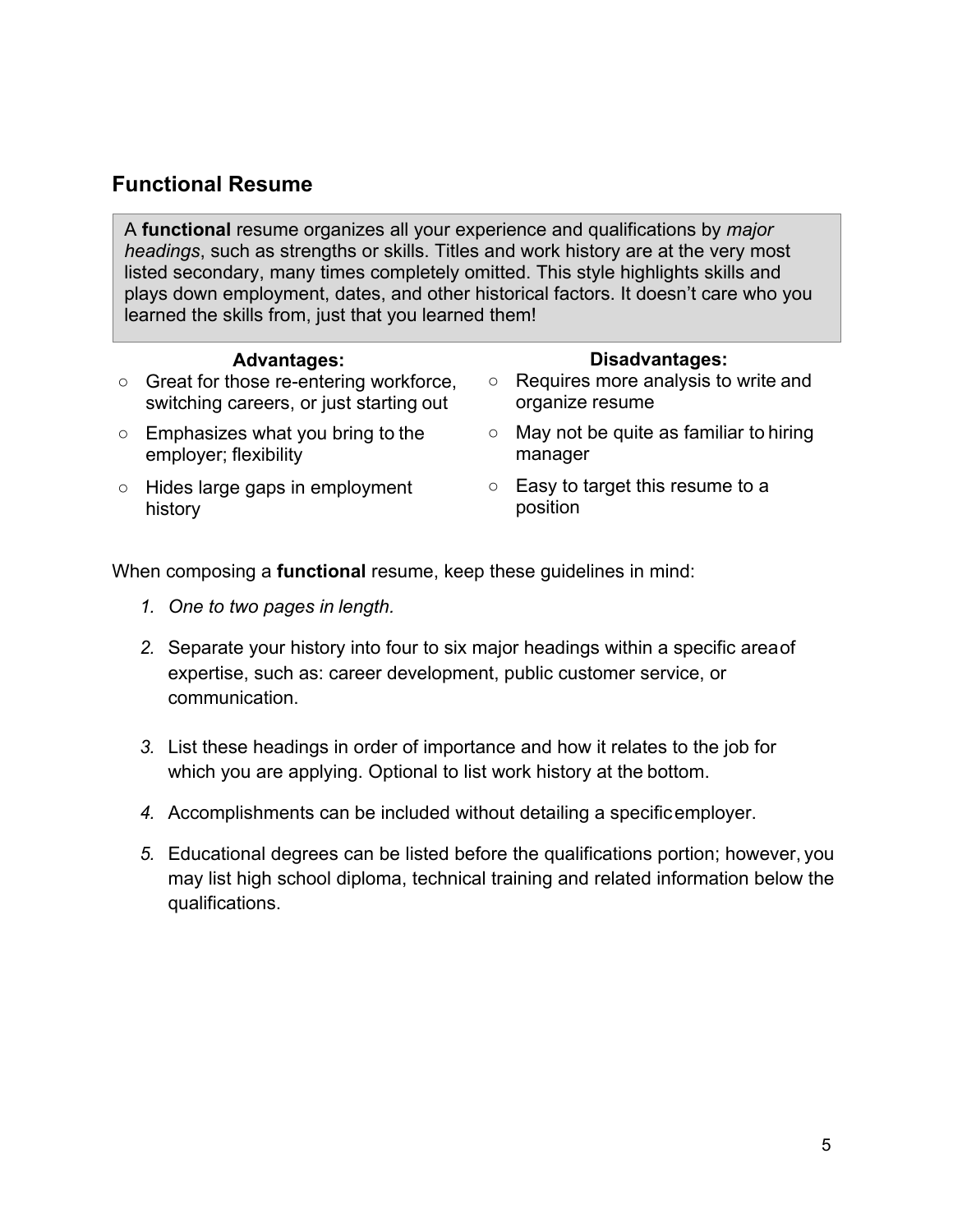## Functional Resume

A **functional** resume organizes all your experience and qualifications by *major headings*, such as strengths or skills. Titles and work history are at the very most listed secondary, many times completely omitted. This style highlights skills and plays down employment, dates, and other historical factors. It doesn't care who you learned the skills from, just that you learned them!

**Advantages:**

- Great for those re-entering workforce, switching careers, or just starting out
- Emphasizes what you bring to the employer; flexibility
- Hides large gaps in employment history

**Disadvantages:**

- Requires more analysis to write and organize resume
- May not be quite as familiar to hiring manager
- Easy to target this resume to a position

When composing a **functional** resume, keep these guidelines in mind:

1. *One to two pages in length.*
2. Separate your history into four to six major headings within a specific area of expertise, such as: career development, public customer service, or communication.
3. List these headings in order of importance and how it relates to the job for which you are applying. Optional to list work history at the bottom.
4. Accomplishments can be included without detailing a specific employer.
5. Educational degrees can be listed before the qualifications portion; however, you may list high school diploma, technical training and related information below the qualifications.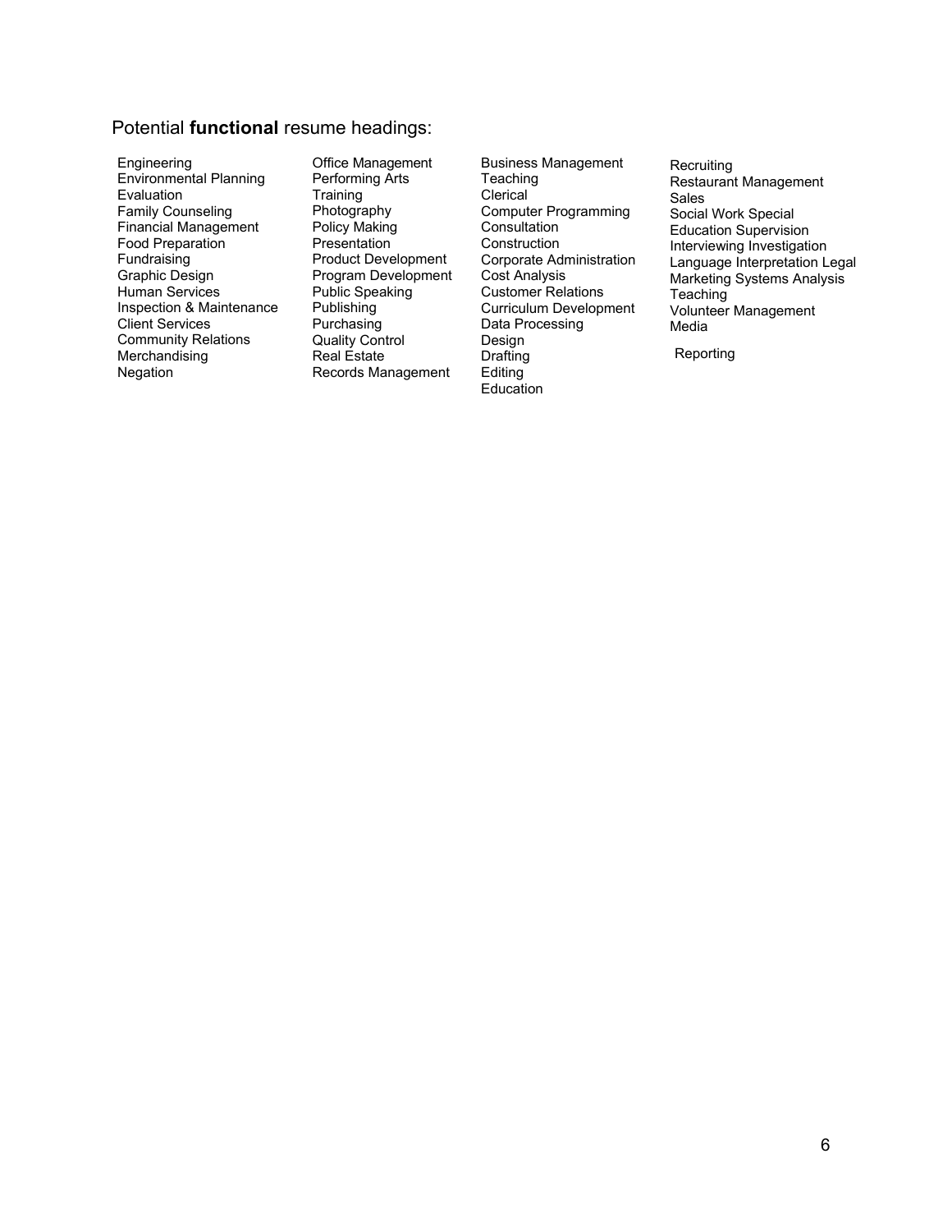Potential **functional** resume headings:

Engineering
Environmental Planning
Evaluation
Family Counseling
Financial Management
Food Preparation
Fundraising
Graphic Design
Human Services
Inspection & Maintenance
Client Services
Community Relations
Merchandising
Negation

Office Management
Performing Arts
Training
Photography
Policy Making
Presentation
Product Development
Program Development
Public Speaking
Publishing
Purchasing
Quality Control
Real Estate
Records Management

Business Management
Teaching
Clerical
Computer Programming
Consultation
Construction
Corporate Administration
Cost Analysis
Customer Relations
Curriculum Development
Data Processing
Design
Drafting
Editing
Education

Recruiting
Restaurant Management
Sales
Social Work Special
Education Supervision
Interviewing Investigation
Language Interpretation Legal
Marketing Systems Analysis
Teaching
Volunteer Management
Media

Reporting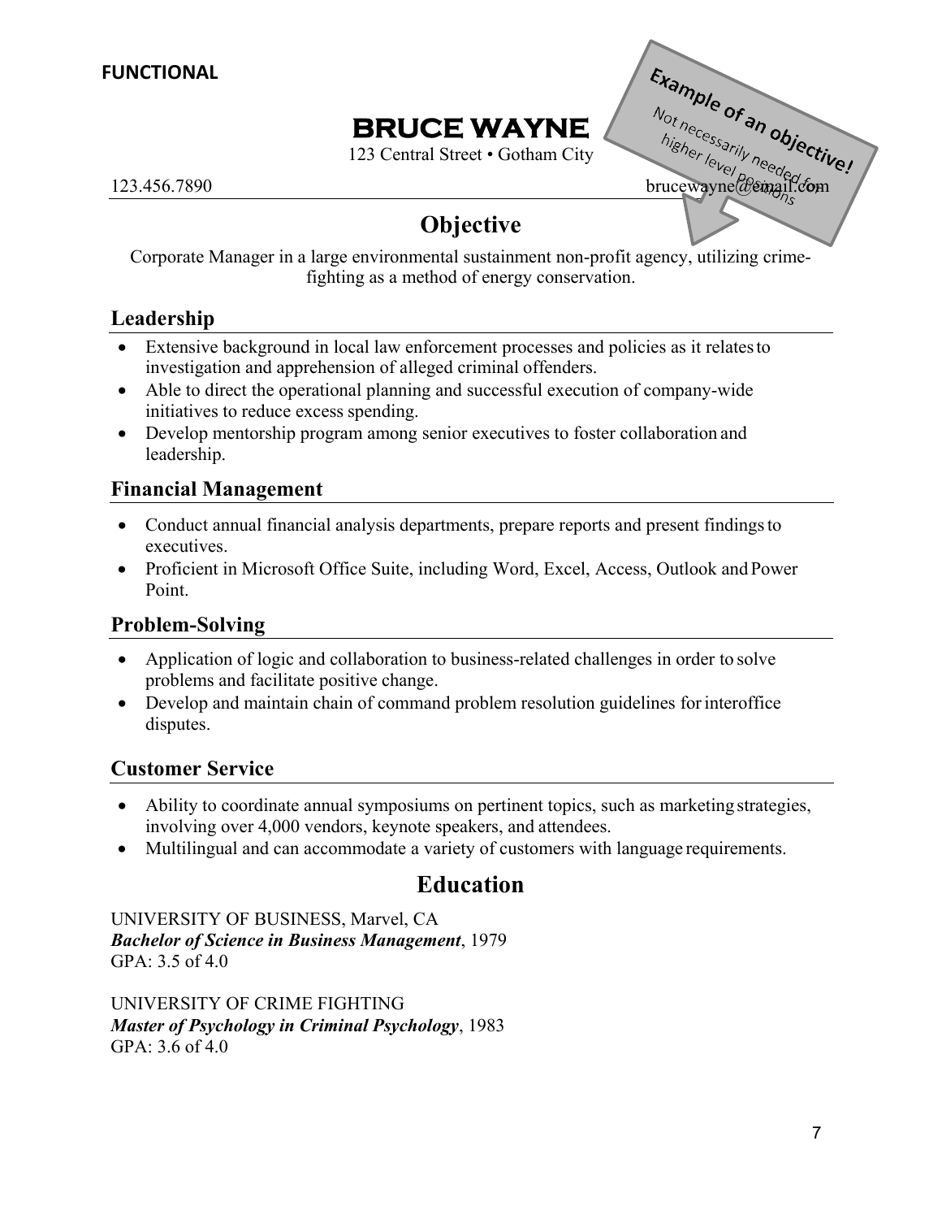**FUNCTIONAL**

# BRUCE WAYNE

123 Central Street • Gotham City

123.456.7890 brucewayne@email.com

Example of an objective! Not necessarily needed for higher level positions

## Objective

Corporate Manager in a large environmental sustainment non-profit agency, utilizing crime-fighting as a method of energy conservation.

### Leadership

- Extensive background in local law enforcement processes and policies as it relates to investigation and apprehension of alleged criminal offenders.
- Able to direct the operational planning and successful execution of company-wide initiatives to reduce excess spending.
- Develop mentorship program among senior executives to foster collaboration and leadership.

### Financial Management

- Conduct annual financial analysis departments, prepare reports and present findings to executives.
- Proficient in Microsoft Office Suite, including Word, Excel, Access, Outlook and Power Point.

### Problem-Solving

- Application of logic and collaboration to business-related challenges in order to solve problems and facilitate positive change.
- Develop and maintain chain of command problem resolution guidelines for interoffice disputes.

### Customer Service

- Ability to coordinate annual symposiums on pertinent topics, such as marketing strategies, involving over 4,000 vendors, keynote speakers, and attendees.
- Multilingual and can accommodate a variety of customers with language requirements.

## Education

UNIVERSITY OF BUSINESS, Marvel, CA
***Bachelor of Science in Business Management***, 1979
GPA: 3.5 of 4.0

UNIVERSITY OF CRIME FIGHTING
***Master of Psychology in Criminal Psychology***, 1983
GPA: 3.6 of 4.0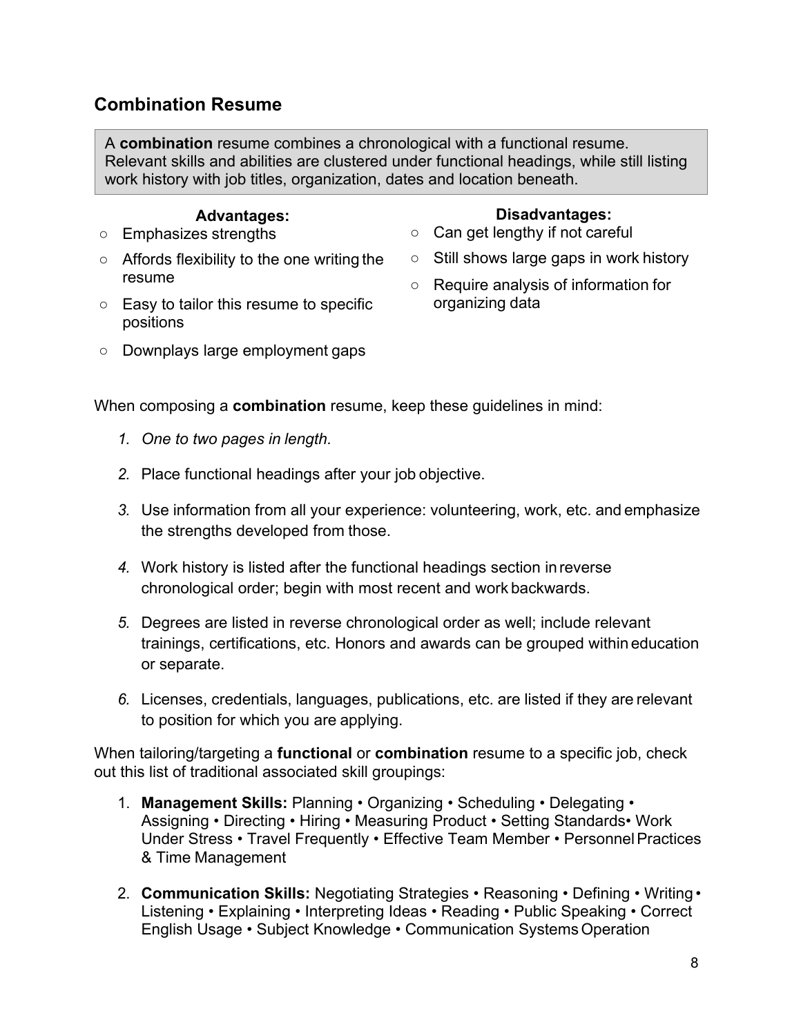## Combination Resume

A **combination** resume combines a chronological with a functional resume. Relevant skills and abilities are clustered under functional headings, while still listing work history with job titles, organization, dates and location beneath.

**Advantages:**

- Emphasizes strengths
- Affords flexibility to the one writing the resume
- Easy to tailor this resume to specific positions
- Downplays large employment gaps

**Disadvantages:**

- Can get lengthy if not careful
- Still shows large gaps in work history
- Require analysis of information for organizing data

When composing a **combination** resume, keep these guidelines in mind:

1. *One to two pages in length.*
2. Place functional headings after your job objective.
3. Use information from all your experience: volunteering, work, etc. and emphasize the strengths developed from those.
4. Work history is listed after the functional headings section in reverse chronological order; begin with most recent and work backwards.
5. Degrees are listed in reverse chronological order as well; include relevant trainings, certifications, etc. Honors and awards can be grouped within education or separate.
6. Licenses, credentials, languages, publications, etc. are listed if they are relevant to position for which you are applying.

When tailoring/targeting a **functional** or **combination** resume to a specific job, check out this list of traditional associated skill groupings:

1. **Management Skills:** Planning • Organizing • Scheduling • Delegating • Assigning • Directing • Hiring • Measuring Product • Setting Standards• Work Under Stress • Travel Frequently • Effective Team Member • Personnel Practices & Time Management
2. **Communication Skills:** Negotiating Strategies • Reasoning • Defining • Writing • Listening • Explaining • Interpreting Ideas • Reading • Public Speaking • Correct English Usage • Subject Knowledge • Communication Systems Operation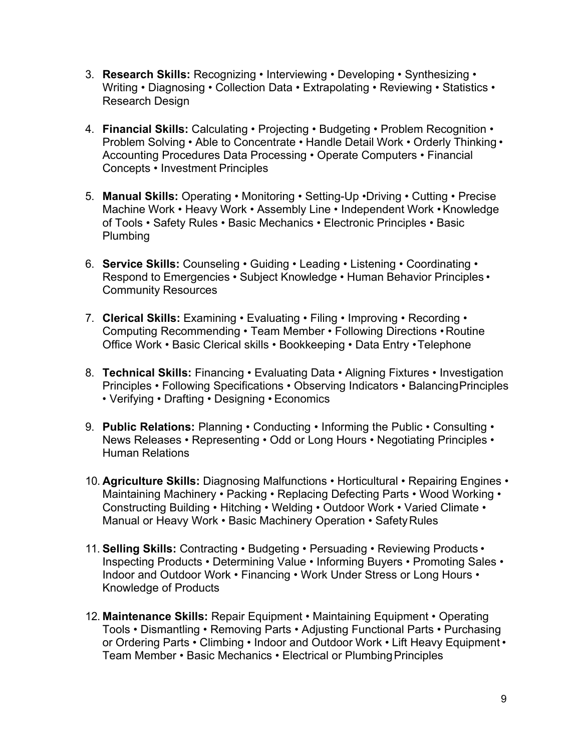3. **Research Skills:** Recognizing • Interviewing • Developing • Synthesizing • Writing • Diagnosing • Collection Data • Extrapolating • Reviewing • Statistics • Research Design

4. **Financial Skills:** Calculating • Projecting • Budgeting • Problem Recognition • Problem Solving • Able to Concentrate • Handle Detail Work • Orderly Thinking • Accounting Procedures Data Processing • Operate Computers • Financial Concepts • Investment Principles

5. **Manual Skills:** Operating • Monitoring • Setting-Up •Driving • Cutting • Precise Machine Work • Heavy Work • Assembly Line • Independent Work • Knowledge of Tools • Safety Rules • Basic Mechanics • Electronic Principles • Basic Plumbing

6. **Service Skills:** Counseling • Guiding • Leading • Listening • Coordinating • Respond to Emergencies • Subject Knowledge • Human Behavior Principles • Community Resources

7. **Clerical Skills:** Examining • Evaluating • Filing • Improving • Recording • Computing Recommending • Team Member • Following Directions • Routine Office Work • Basic Clerical skills • Bookkeeping • Data Entry • Telephone

8. **Technical Skills:** Financing • Evaluating Data • Aligning Fixtures • Investigation Principles • Following Specifications • Observing Indicators • Balancing Principles • Verifying • Drafting • Designing • Economics

9. **Public Relations:** Planning • Conducting • Informing the Public • Consulting • News Releases • Representing • Odd or Long Hours • Negotiating Principles • Human Relations

10. **Agriculture Skills:** Diagnosing Malfunctions • Horticultural • Repairing Engines • Maintaining Machinery • Packing • Replacing Defecting Parts • Wood Working • Constructing Building • Hitching • Welding • Outdoor Work • Varied Climate • Manual or Heavy Work • Basic Machinery Operation • Safety Rules

11. **Selling Skills:** Contracting • Budgeting • Persuading • Reviewing Products • Inspecting Products • Determining Value • Informing Buyers • Promoting Sales • Indoor and Outdoor Work • Financing • Work Under Stress or Long Hours • Knowledge of Products

12. **Maintenance Skills:** Repair Equipment • Maintaining Equipment • Operating Tools • Dismantling • Removing Parts • Adjusting Functional Parts • Purchasing or Ordering Parts • Climbing • Indoor and Outdoor Work • Lift Heavy Equipment • Team Member • Basic Mechanics • Electrical or Plumbing Principles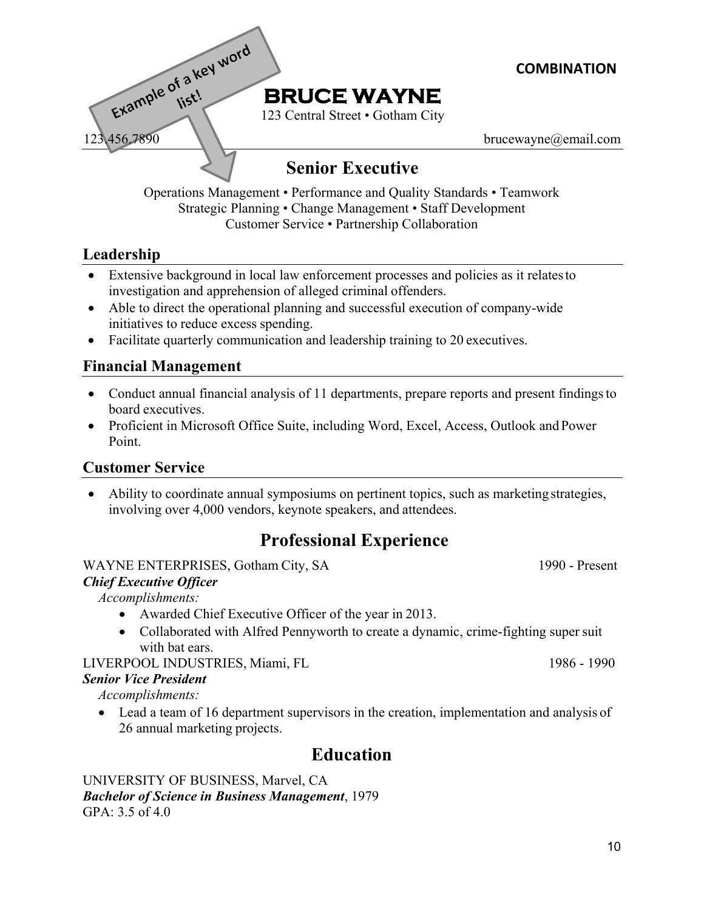Example of a key word list!

**COMBINATION**

# BRUCE WAYNE

123 Central Street • Gotham City

123.456.7890 brucewayne@email.com

## Senior Executive

Operations Management • Performance and Quality Standards • Teamwork
Strategic Planning • Change Management • Staff Development
Customer Service • Partnership Collaboration

### Leadership

- Extensive background in local law enforcement processes and policies as it relates to investigation and apprehension of alleged criminal offenders.
- Able to direct the operational planning and successful execution of company-wide initiatives to reduce excess spending.
- Facilitate quarterly communication and leadership training to 20 executives.

### Financial Management

- Conduct annual financial analysis of 11 departments, prepare reports and present findings to board executives.
- Proficient in Microsoft Office Suite, including Word, Excel, Access, Outlook and Power Point.

### Customer Service

- Ability to coordinate annual symposiums on pertinent topics, such as marketing strategies, involving over 4,000 vendors, keynote speakers, and attendees.

## Professional Experience

WAYNE ENTERPRISES, Gotham City, SA 1990 - Present
***Chief Executive Officer***
*Accomplishments:*

- Awarded Chief Executive Officer of the year in 2013.
- Collaborated with Alfred Pennyworth to create a dynamic, crime-fighting super suit with bat ears.

LIVERPOOL INDUSTRIES, Miami, FL 1986 - 1990
***Senior Vice President***
*Accomplishments:*

- Lead a team of 16 department supervisors in the creation, implementation and analysis of 26 annual marketing projects.

## Education

UNIVERSITY OF BUSINESS, Marvel, CA
***Bachelor of Science in Business Management***, 1979
GPA: 3.5 of 4.0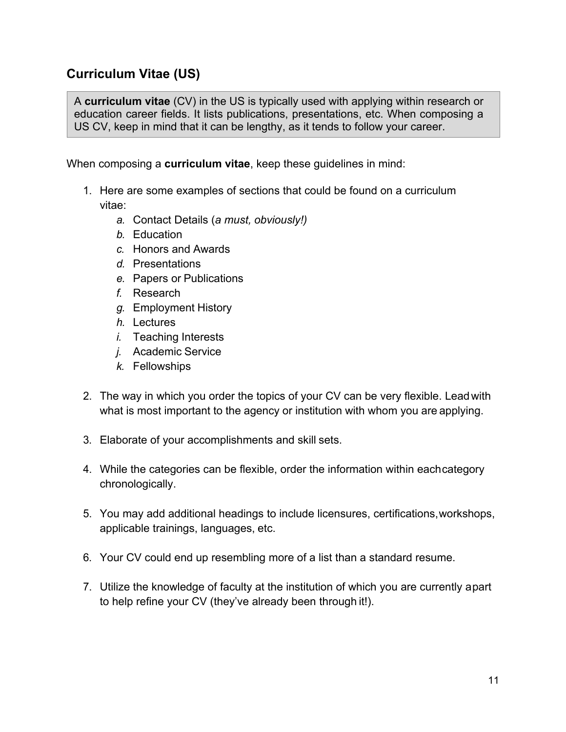## Curriculum Vitae (US)

> A **curriculum vitae** (CV) in the US is typically used with applying within research or education career fields. It lists publications, presentations, etc. When composing a US CV, keep in mind that it can be lengthy, as it tends to follow your career.

When composing a **curriculum vitae**, keep these guidelines in mind:

1. Here are some examples of sections that could be found on a curriculum vitae:
   *a.* Contact Details (*a must, obviously!)*
   *b.* Education
   *c.* Honors and Awards
   *d.* Presentations
   *e.* Papers or Publications
   *f.* Research
   *g.* Employment History
   *h.* Lectures
   *i.* Teaching Interests
   *j.* Academic Service
   *k.* Fellowships

2. The way in which you order the topics of your CV can be very flexible. Lead with what is most important to the agency or institution with whom you are applying.

3. Elaborate of your accomplishments and skill sets.

4. While the categories can be flexible, order the information within each category chronologically.

5. You may add additional headings to include licensures, certifications, workshops, applicable trainings, languages, etc.

6. Your CV could end up resembling more of a list than a standard resume.

7. Utilize the knowledge of faculty at the institution of which you are currently a part to help refine your CV (they've already been through it!).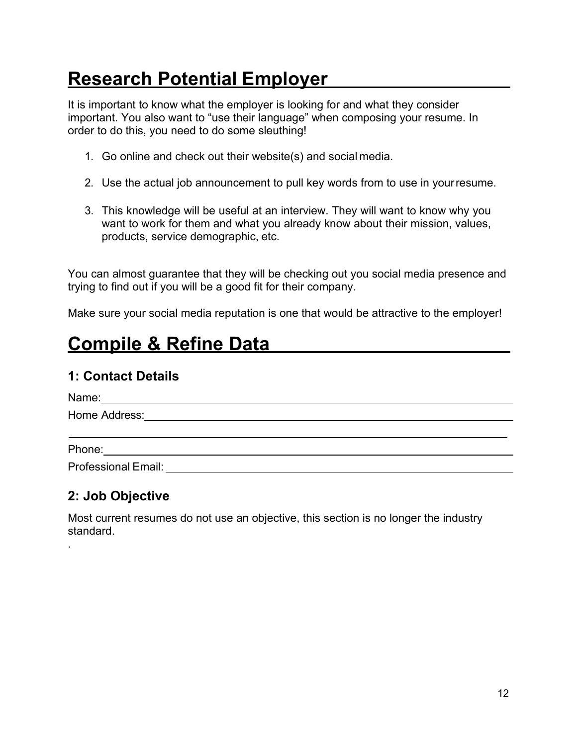# Research Potential Employer

It is important to know what the employer is looking for and what they consider important. You also want to "use their language" when composing your resume. In order to do this, you need to do some sleuthing!

1. Go online and check out their website(s) and social media.

2. Use the actual job announcement to pull key words from to use in your resume.

3. This knowledge will be useful at an interview. They will want to know why you want to work for them and what you already know about their mission, values, products, service demographic, etc.

You can almost guarantee that they will be checking out you social media presence and trying to find out if you will be a good fit for their company.

Make sure your social media reputation is one that would be attractive to the employer!

# Compile & Refine Data

## 1: Contact Details

Name: ______________________________________________

Home Address: ______________________________________________

______________________________________________

Phone: ______________________________________________

Professional Email: ______________________________________________

## 2: Job Objective

Most current resumes do not use an objective, this section is no longer the industry standard.

.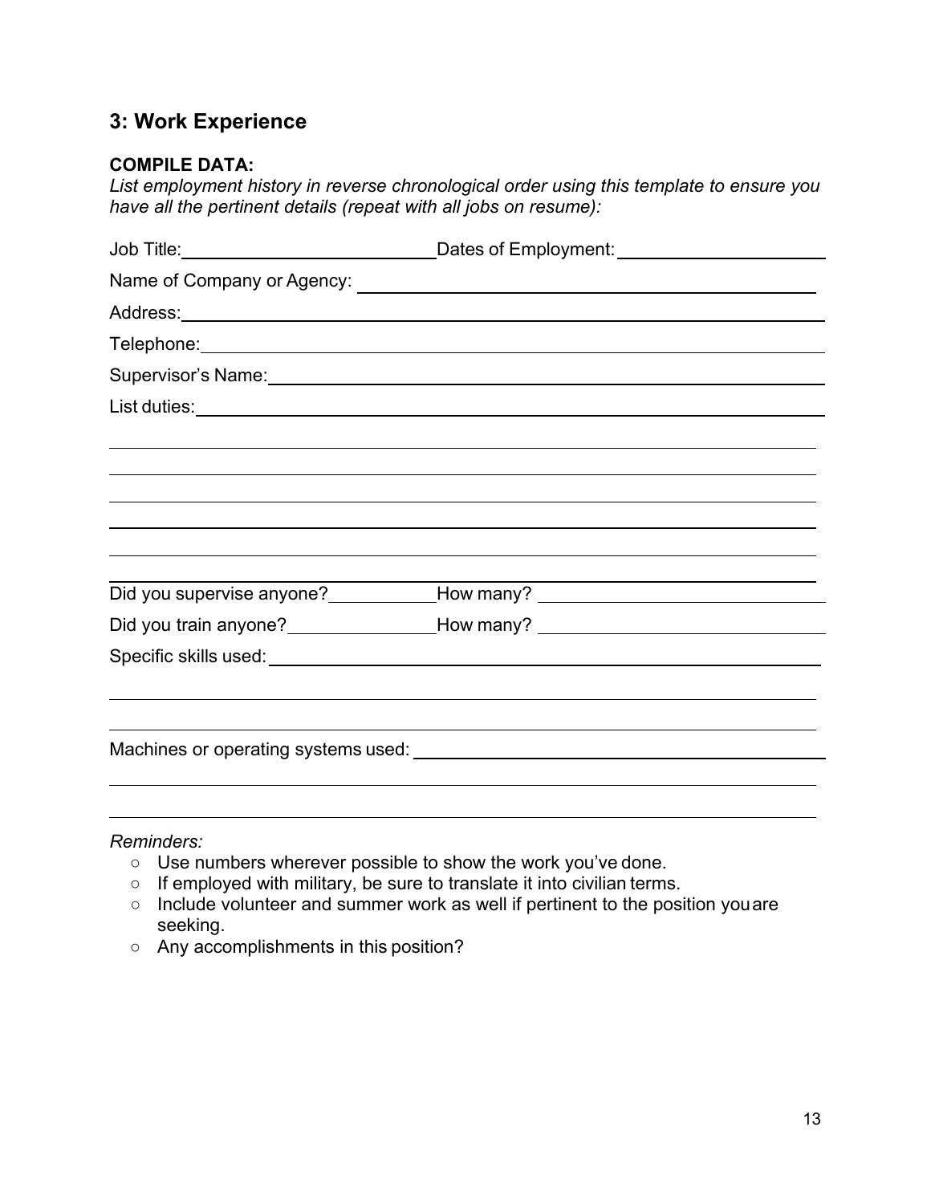## 3: Work Experience

**COMPILE DATA:**

*List employment history in reverse chronological order using this template to ensure you have all the pertinent details (repeat with all jobs on resume):*

Job Title:__________________________ Dates of Employment:_____________________

Name of Company or Agency: ______________________________________________

Address:_____________________________________________________________________

Telephone:___________________________________________________________________

Supervisor's Name:__________________________________________________________

List duties:_________________________________________________________________

_____________________________________________________________________________

_____________________________________________________________________________

_____________________________________________________________________________

_____________________________________________________________________________

_____________________________________________________________________________

_____________________________________________________________________________

Did you supervise anyone?___________ How many? ______________________________

Did you train anyone?_______________ How many? ______________________________

Specific skills used: _______________________________________________________

_____________________________________________________________________________

_____________________________________________________________________________

Machines or operating systems used: ______________________________________

_____________________________________________________________________________

_____________________________________________________________________________

*Reminders:*

- Use numbers wherever possible to show the work you've done.
- If employed with military, be sure to translate it into civilian terms.
- Include volunteer and summer work as well if pertinent to the position you are seeking.
- Any accomplishments in this position?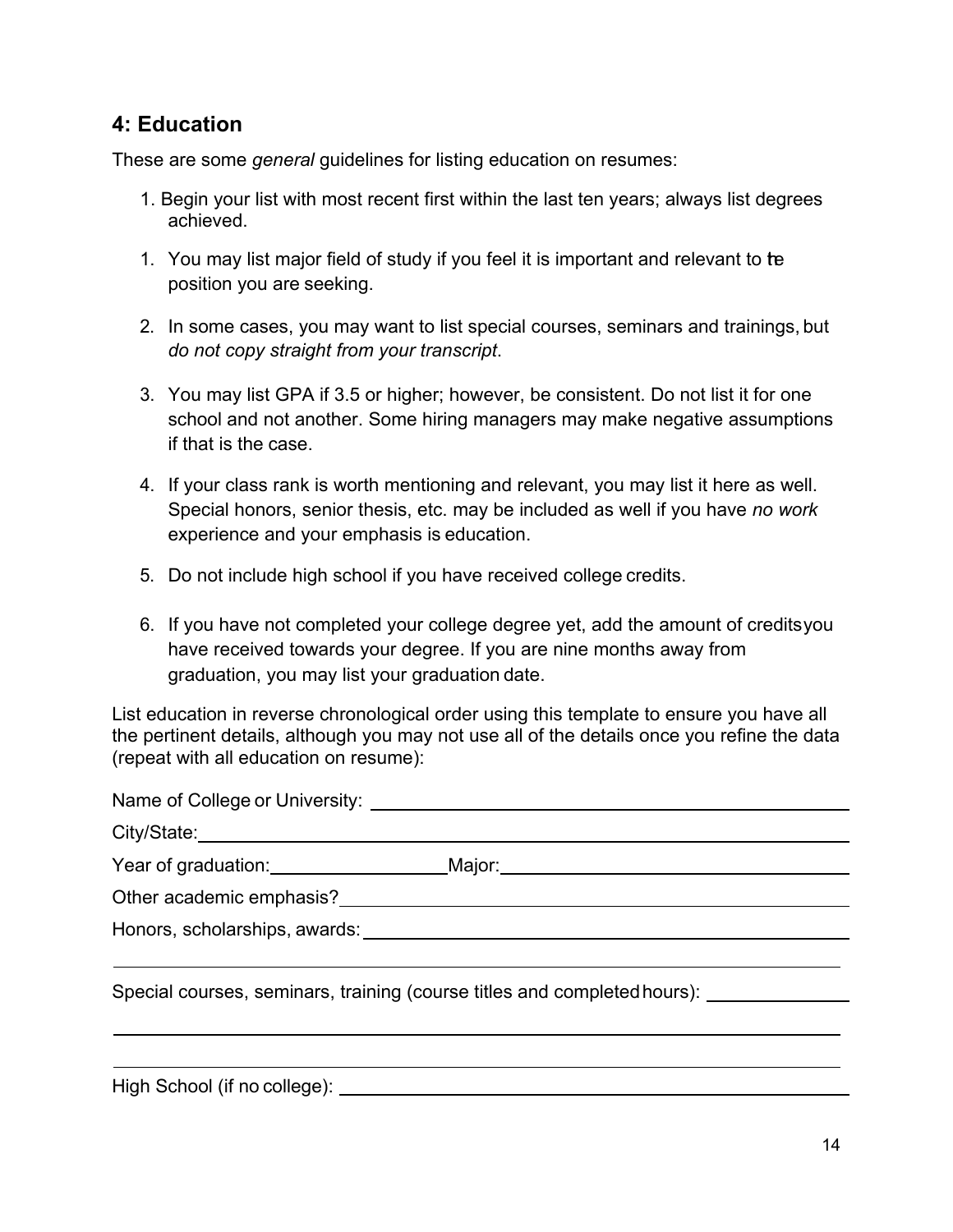## 4: Education

These are some *general* guidelines for listing education on resumes:

1. Begin your list with most recent first within the last ten years; always list degrees achieved.

1. You may list major field of study if you feel it is important and relevant to the position you are seeking.

2. In some cases, you may want to list special courses, seminars and trainings, but *do not copy straight from your transcript*.

3. You may list GPA if 3.5 or higher; however, be consistent. Do not list it for one school and not another. Some hiring managers may make negative assumptions if that is the case.

4. If your class rank is worth mentioning and relevant, you may list it here as well. Special honors, senior thesis, etc. may be included as well if you have *no work* experience and your emphasis is education.

5. Do not include high school if you have received college credits.

6. If you have not completed your college degree yet, add the amount of credits you have received towards your degree. If you are nine months away from graduation, you may list your graduation date.

List education in reverse chronological order using this template to ensure you have all the pertinent details, although you may not use all of the details once you refine the data (repeat with all education on resume):

Name of College or University: ______________________________

City/State: ______________________________

Year of graduation: ______________ Major: ______________________

Other academic emphasis? ______________________________

Honors, scholarships, awards: ______________________________

______________________________________________________________

Special courses, seminars, training (course titles and completed hours): ______________

______________________________________________________________

______________________________________________________________

High School (if no college): ______________________________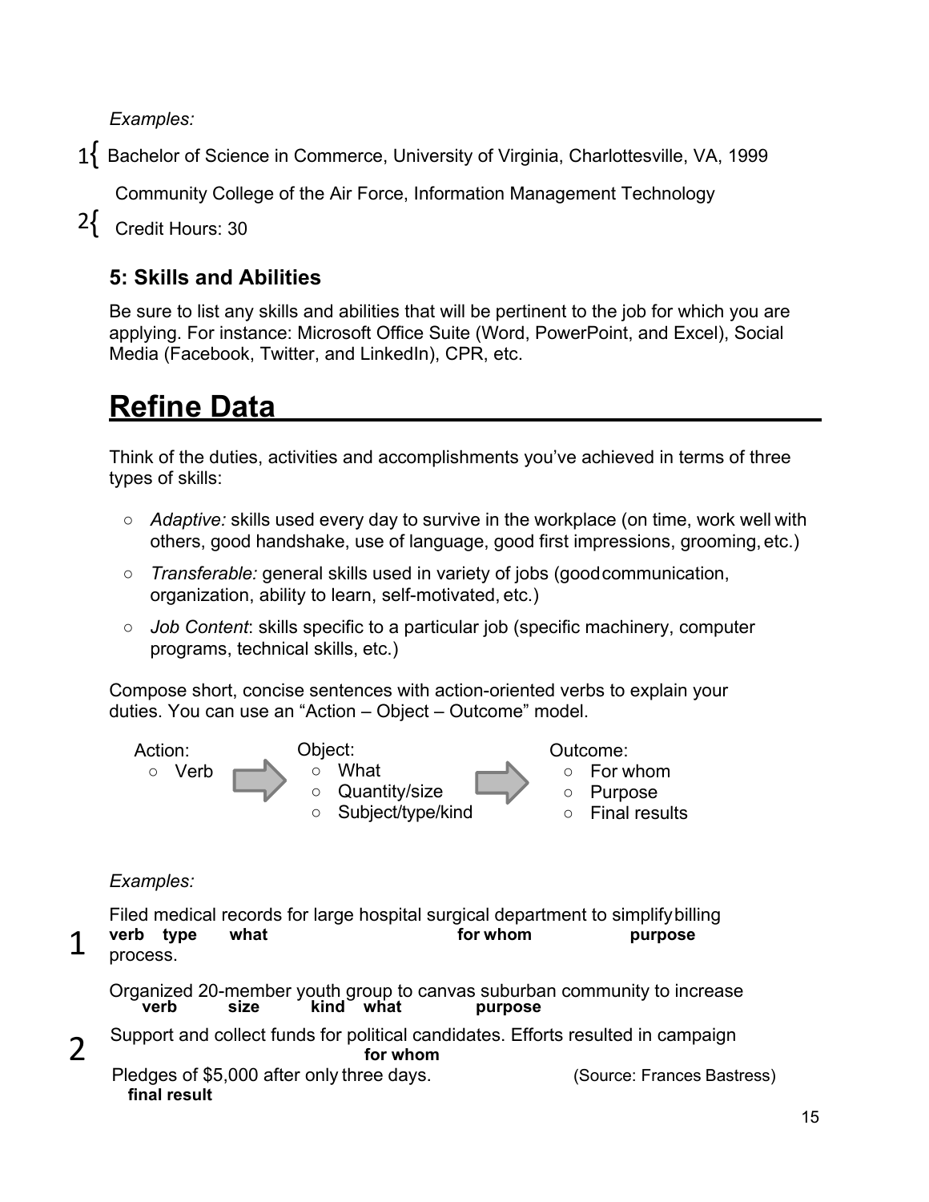*Examples:*

1{ Bachelor of Science in Commerce, University of Virginia, Charlottesville, VA, 1999

Community College of the Air Force, Information Management Technology

2{ Credit Hours: 30

### 5: Skills and Abilities

Be sure to list any skills and abilities that will be pertinent to the job for which you are applying. For instance: Microsoft Office Suite (Word, PowerPoint, and Excel), Social Media (Facebook, Twitter, and LinkedIn), CPR, etc.

# Refine Data

Think of the duties, activities and accomplishments you've achieved in terms of three types of skills:

- *Adaptive:* skills used every day to survive in the workplace (on time, work well with others, good handshake, use of language, good first impressions, grooming, etc.)
- *Transferable:* general skills used in variety of jobs (good communication, organization, ability to learn, self-motivated, etc.)
- *Job Content*: skills specific to a particular job (specific machinery, computer programs, technical skills, etc.)

Compose short, concise sentences with action-oriented verbs to explain your duties. You can use an "Action – Object – Outcome" model.

Action:
- Verb

→

Object:
- What
- Quantity/size
- Subject/type/kind

→

Outcome:
- For whom
- Purpose
- Final results

*Examples:*

1. Filed medical records for large hospital surgical department to simplify billing process.
   **verb type what for whom purpose**

2. Organized 20-member youth group to canvas suburban community to increase Support and collect funds for political candidates. Efforts resulted in campaign Pledges of $5,000 after only three days.
   **verb size kind what purpose for whom final result**

(Source: Frances Bastress)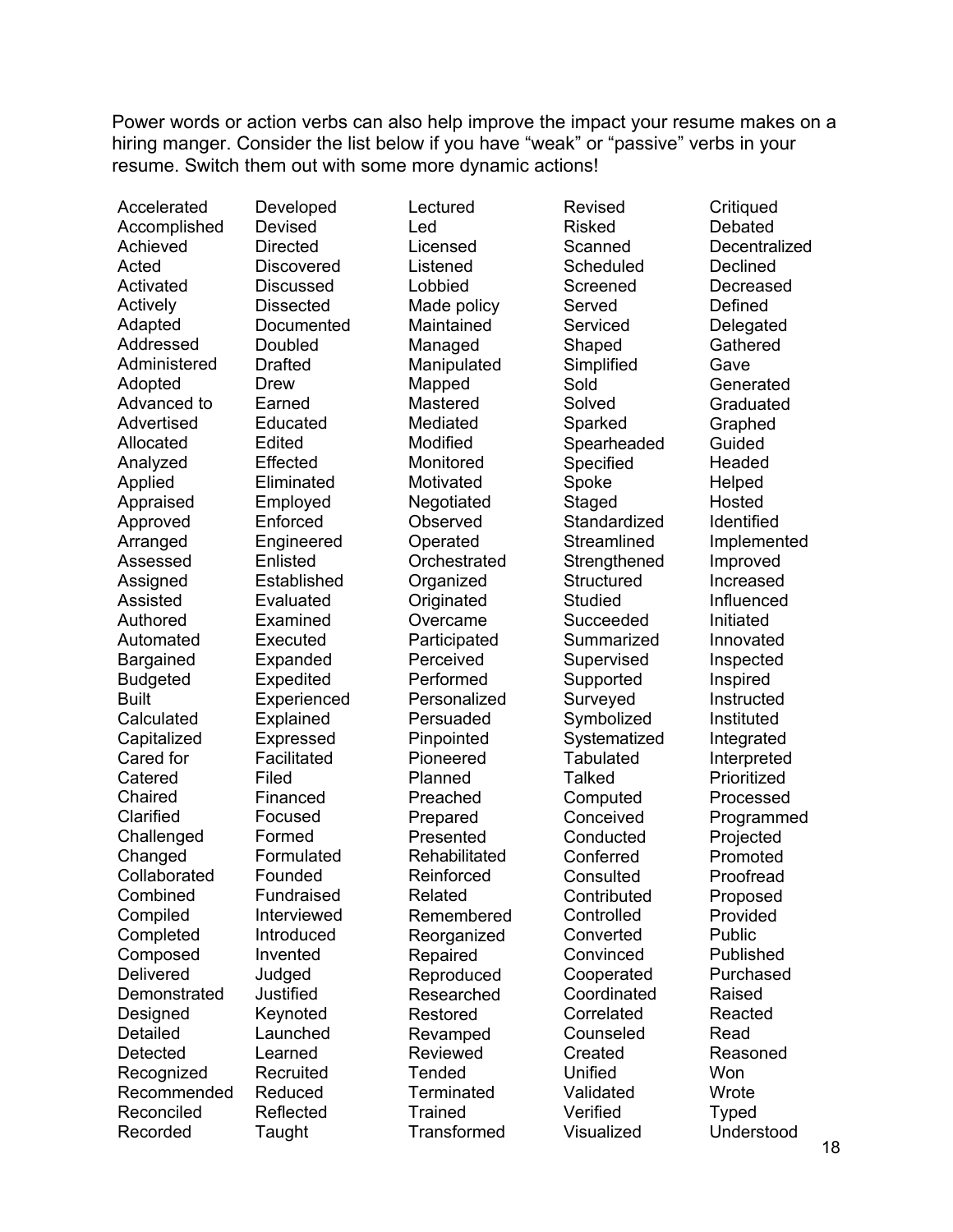Power words or action verbs can also help improve the impact your resume makes on a hiring manger. Consider the list below if you have “weak” or “passive” verbs in your resume. Switch them out with some more dynamic actions!

| | | | | |
|---|---|---|---|---|
| Accelerated | Developed | Lectured | Revised | Critiqued |
| Accomplished | Devised | Led | Risked | Debated |
| Achieved | Directed | Licensed | Scanned | Decentralized |
| Acted | Discovered | Listened | Scheduled | Declined |
| Activated | Discussed | Lobbied | Screened | Decreased |
| Actively | Dissected | Made policy | Served | Defined |
| Adapted | Documented | Maintained | Serviced | Delegated |
| Addressed | Doubled | Managed | Shaped | Gathered |
| Administered | Drafted | Manipulated | Simplified | Gave |
| Adopted | Drew | Mapped | Sold | Generated |
| Advanced to | Earned | Mastered | Solved | Graduated |
| Advertised | Educated | Mediated | Sparked | Graphed |
| Allocated | Edited | Modified | Spearheaded | Guided |
| Analyzed | Effected | Monitored | Specified | Headed |
| Applied | Eliminated | Motivated | Spoke | Helped |
| Appraised | Employed | Negotiated | Staged | Hosted |
| Approved | Enforced | Observed | Standardized | Identified |
| Arranged | Engineered | Operated | Streamlined | Implemented |
| Assessed | Enlisted | Orchestrated | Strengthened | Improved |
| Assigned | Established | Organized | Structured | Increased |
| Assisted | Evaluated | Originated | Studied | Influenced |
| Authored | Examined | Overcame | Succeeded | Initiated |
| Automated | Executed | Participated | Summarized | Innovated |
| Bargained | Expanded | Perceived | Supervised | Inspected |
| Budgeted | Expedited | Performed | Supported | Inspired |
| Built | Experienced | Personalized | Surveyed | Instructed |
| Calculated | Explained | Persuaded | Symbolized | Instituted |
| Capitalized | Expressed | Pinpointed | Systematized | Integrated |
| Cared for | Facilitated | Pioneered | Tabulated | Interpreted |
| Catered | Filed | Planned | Talked | Prioritized |
| Chaired | Financed | Preached | Computed | Processed |
| Clarified | Focused | Prepared | Conceived | Programmed |
| Challenged | Formed | Presented | Conducted | Projected |
| Changed | Formulated | Rehabilitated | Conferred | Promoted |
| Collaborated | Founded | Reinforced | Consulted | Proofread |
| Combined | Fundraised | Related | Contributed | Proposed |
| Compiled | Interviewed | Remembered | Controlled | Provided |
| Completed | Introduced | Reorganized | Converted | Public |
| Composed | Invented | Repaired | Convinced | Published |
| Delivered | Judged | Reproduced | Cooperated | Purchased |
| Demonstrated | Justified | Researched | Coordinated | Raised |
| Designed | Keynoted | Restored | Correlated | Reacted |
| Detailed | Launched | Revamped | Counseled | Read |
| Detected | Learned | Reviewed | Created | Reasoned |
| Recognized | Recruited | Tended | Unified | Won |
| Recommended | Reduced | Terminated | Validated | Wrote |
| Reconciled | Reflected | Trained | Verified | Typed |
| Recorded | Taught | Transformed | Visualized | Understood |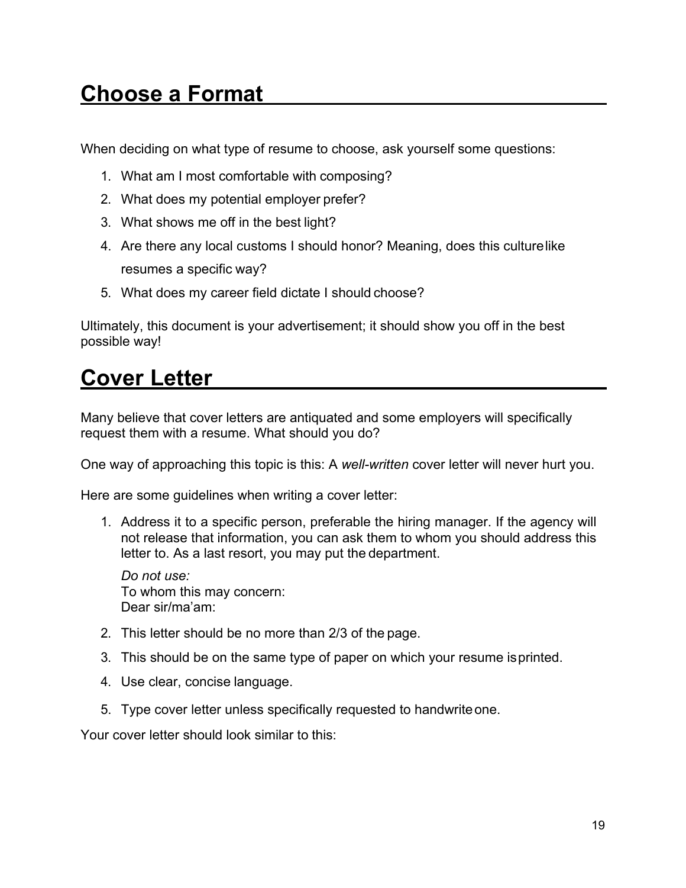## Choose a Format

When deciding on what type of resume to choose, ask yourself some questions:

1. What am I most comfortable with composing?
2. What does my potential employer prefer?
3. What shows me off in the best light?
4. Are there any local customs I should honor? Meaning, does this culture like resumes a specific way?
5. What does my career field dictate I should choose?

Ultimately, this document is your advertisement; it should show you off in the best possible way!

## Cover Letter

Many believe that cover letters are antiquated and some employers will specifically request them with a resume. What should you do?

One way of approaching this topic is this: A *well-written* cover letter will never hurt you.

Here are some guidelines when writing a cover letter:

1. Address it to a specific person, preferable the hiring manager. If the agency will not release that information, you can ask them to whom you should address this letter to. As a last resort, you may put the department.

   *Do not use:*
   To whom this may concern:
   Dear sir/ma'am:

2. This letter should be no more than 2/3 of the page.
3. This should be on the same type of paper on which your resume is printed.
4. Use clear, concise language.
5. Type cover letter unless specifically requested to handwrite one.

Your cover letter should look similar to this: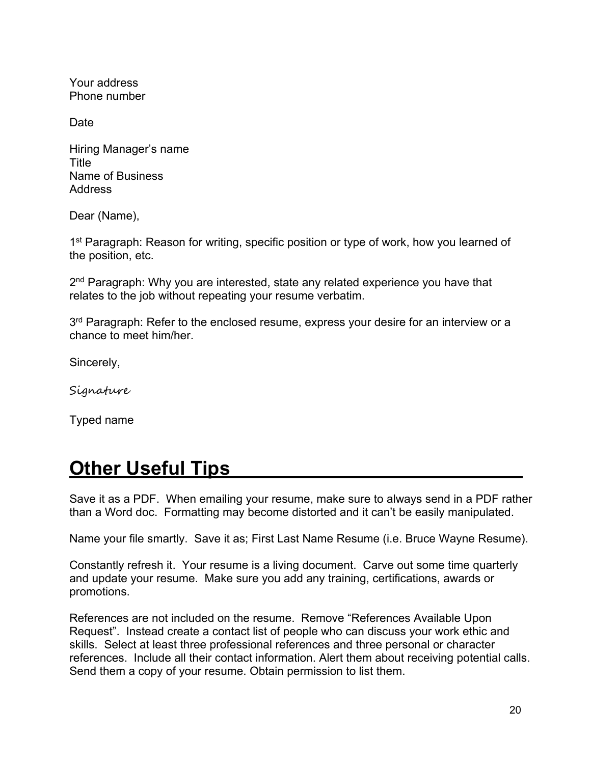Your address
Phone number

Date

Hiring Manager's name
Title
Name of Business
Address

Dear (Name),

1st Paragraph: Reason for writing, specific position or type of work, how you learned of the position, etc.

2nd Paragraph: Why you are interested, state any related experience you have that relates to the job without repeating your resume verbatim.

3rd Paragraph: Refer to the enclosed resume, express your desire for an interview or a chance to meet him/her.

Sincerely,

*Signature*

Typed name

## Other Useful Tips

Save it as a PDF. When emailing your resume, make sure to always send in a PDF rather than a Word doc. Formatting may become distorted and it can't be easily manipulated.

Name your file smartly. Save it as; First Last Name Resume (i.e. Bruce Wayne Resume).

Constantly refresh it. Your resume is a living document. Carve out some time quarterly and update your resume. Make sure you add any training, certifications, awards or promotions.

References are not included on the resume. Remove "References Available Upon Request". Instead create a contact list of people who can discuss your work ethic and skills. Select at least three professional references and three personal or character references. Include all their contact information. Alert them about receiving potential calls. Send them a copy of your resume. Obtain permission to list them.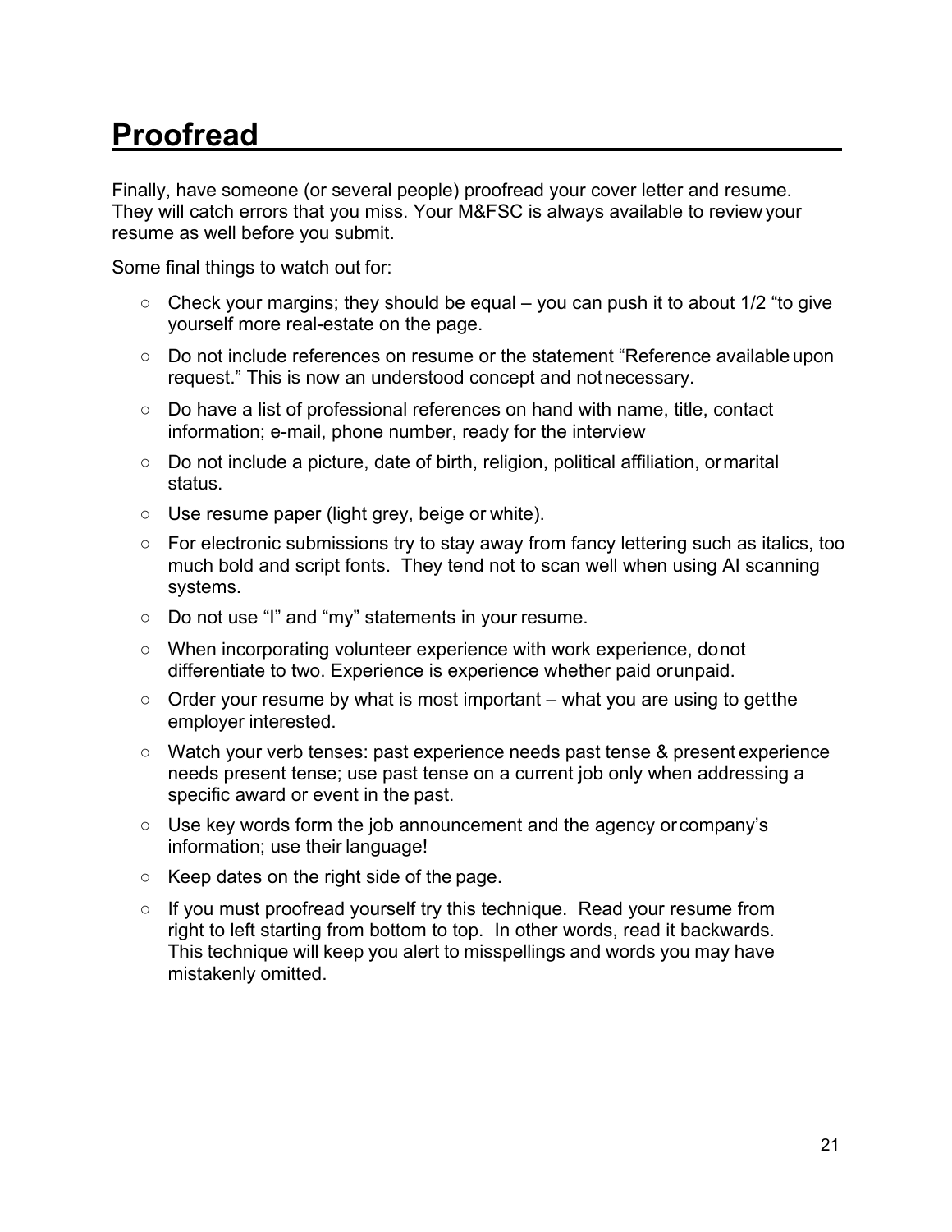# Proofread

Finally, have someone (or several people) proofread your cover letter and resume. They will catch errors that you miss. Your M&FSC is always available to review your resume as well before you submit.

Some final things to watch out for:

- Check your margins; they should be equal – you can push it to about 1/2 "to give yourself more real-estate on the page.
- Do not include references on resume or the statement "Reference available upon request." This is now an understood concept and not necessary.
- Do have a list of professional references on hand with name, title, contact information; e-mail, phone number, ready for the interview
- Do not include a picture, date of birth, religion, political affiliation, or marital status.
- Use resume paper (light grey, beige or white).
- For electronic submissions try to stay away from fancy lettering such as italics, too much bold and script fonts. They tend not to scan well when using AI scanning systems.
- Do not use "I" and "my" statements in your resume.
- When incorporating volunteer experience with work experience, do not differentiate to two. Experience is experience whether paid or unpaid.
- Order your resume by what is most important – what you are using to get the employer interested.
- Watch your verb tenses: past experience needs past tense & present experience needs present tense; use past tense on a current job only when addressing a specific award or event in the past.
- Use key words form the job announcement and the agency or company's information; use their language!
- Keep dates on the right side of the page.
- If you must proofread yourself try this technique. Read your resume from right to left starting from bottom to top. In other words, read it backwards. This technique will keep you alert to misspellings and words you may have mistakenly omitted.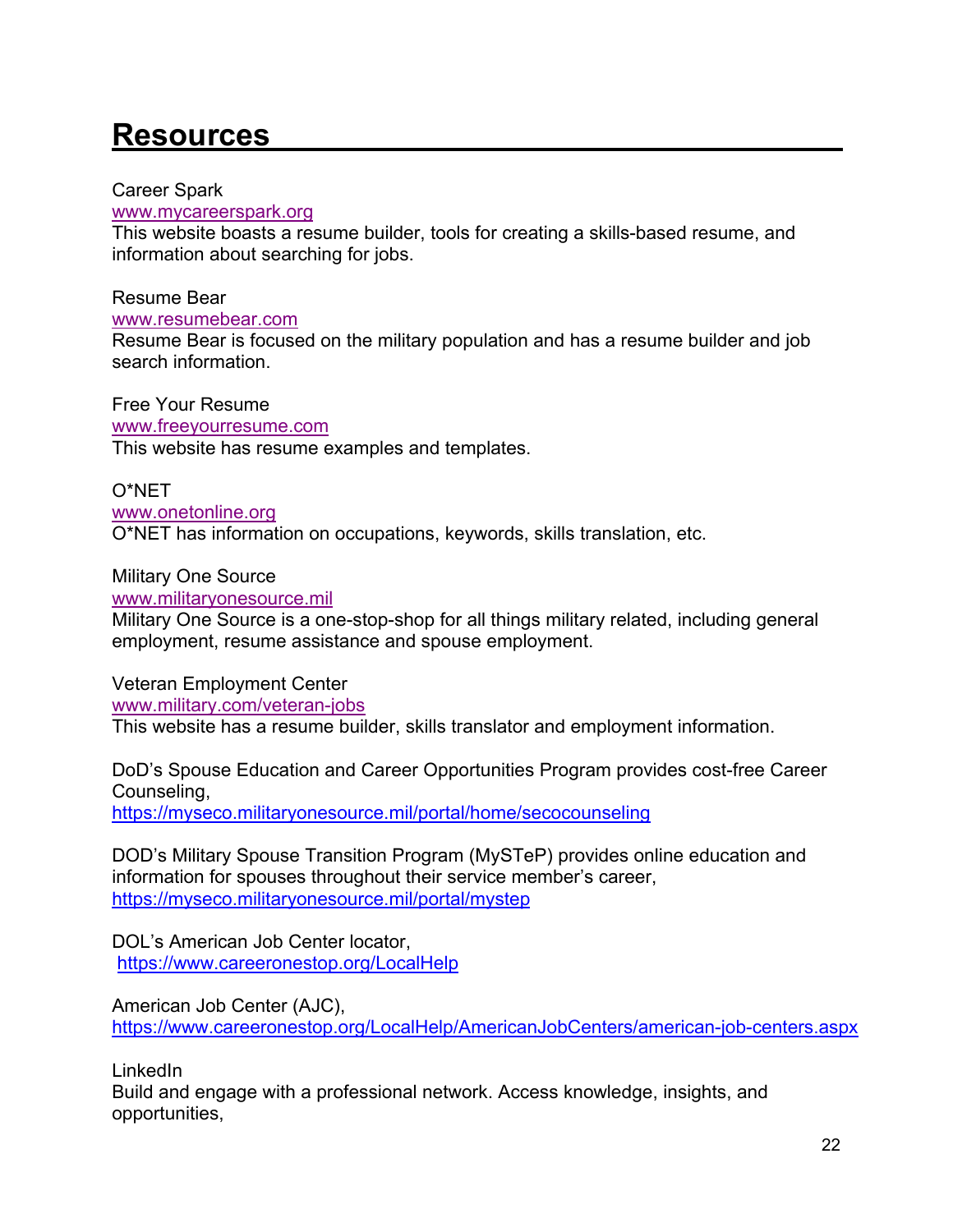# Resources

Career Spark
www.mycareerspark.org
This website boasts a resume builder, tools for creating a skills-based resume, and information about searching for jobs.

Resume Bear
www.resumebear.com
Resume Bear is focused on the military population and has a resume builder and job search information.

Free Your Resume
www.freeyourresume.com
This website has resume examples and templates.

O*NET
www.onetonline.org
O*NET has information on occupations, keywords, skills translation, etc.

Military One Source
www.militaryonesource.mil
Military One Source is a one-stop-shop for all things military related, including general employment, resume assistance and spouse employment.

Veteran Employment Center
www.military.com/veteran-jobs
This website has a resume builder, skills translator and employment information.

DoD's Spouse Education and Career Opportunities Program provides cost-free Career Counseling,
https://myseco.militaryonesource.mil/portal/home/secocounseling

DOD's Military Spouse Transition Program (MySTeP) provides online education and information for spouses throughout their service member's career,
https://myseco.militaryonesource.mil/portal/mystep

DOL's American Job Center locator,
https://www.careeronestop.org/LocalHelp

American Job Center (AJC),
https://www.careeronestop.org/LocalHelp/AmericanJobCenters/american-job-centers.aspx

LinkedIn
Build and engage with a professional network. Access knowledge, insights, and opportunities,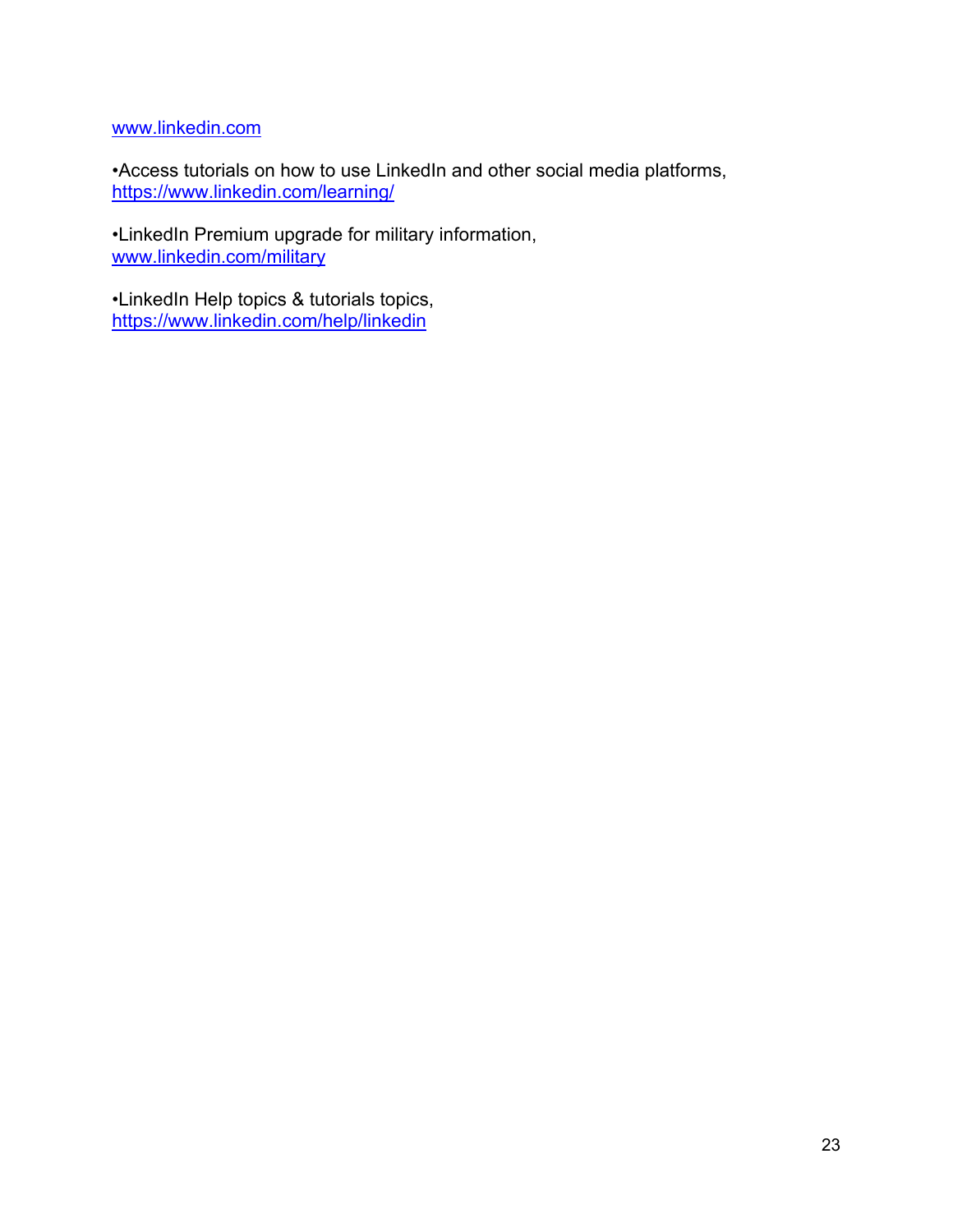www.linkedin.com

•Access tutorials on how to use LinkedIn and other social media platforms,
https://www.linkedin.com/learning/

•LinkedIn Premium upgrade for military information,
www.linkedin.com/military

•LinkedIn Help topics & tutorials topics,
https://www.linkedin.com/help/linkedin